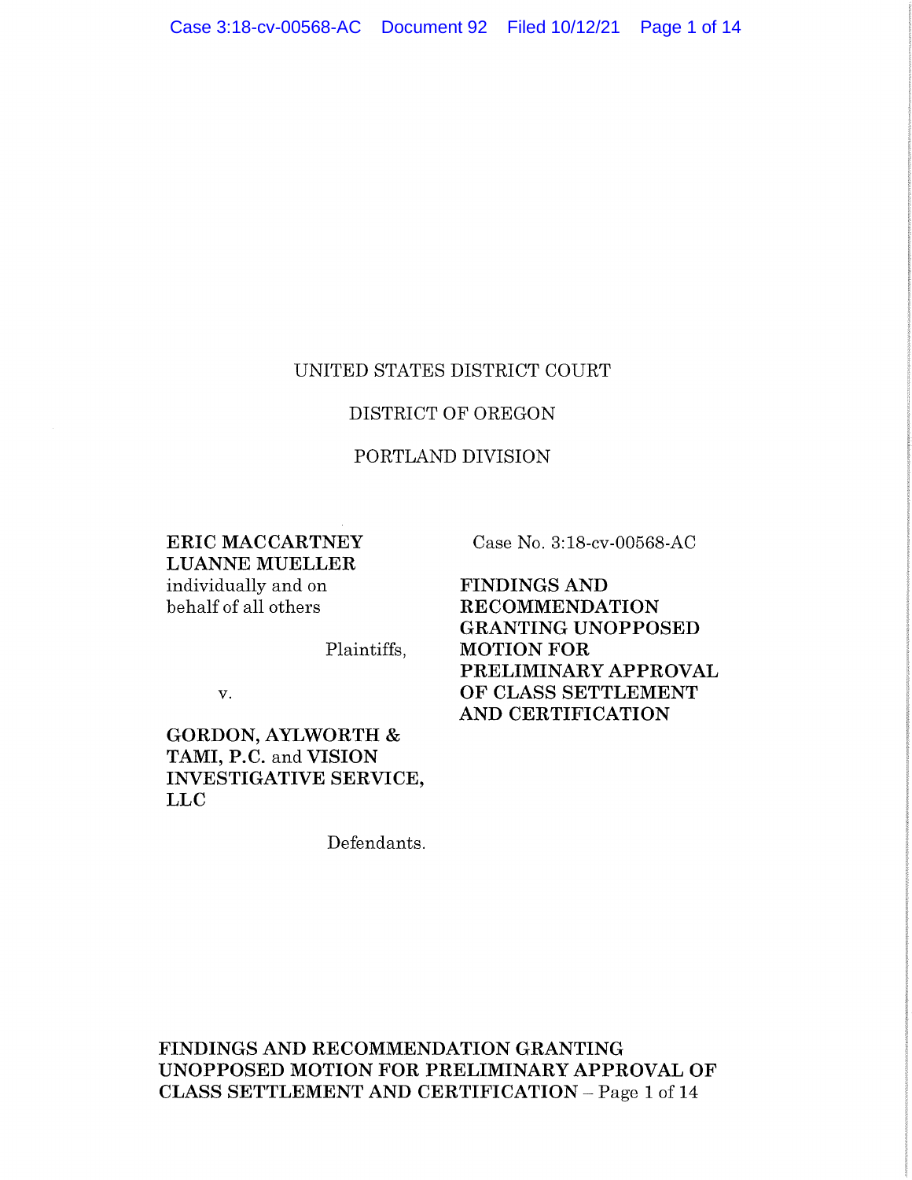UNITED STATES DISTRICT COURT

DISTRICT OF OREGON

PORTLAND DIVISION

**ERIC MACCARTNEY**
**LUANNE MUELLER**
individually and on
behalf of all others

Plaintiffs,

v.

**GORDON, AYLWORTH & TAMI, P.C.** and **VISION INVESTIGATIVE SERVICE, LLC**

Defendants.

Case No. 3:18-cv-00568-AC

**FINDINGS AND RECOMMENDATION GRANTING UNOPPOSED MOTION FOR PRELIMINARY APPROVAL OF CLASS SETTLEMENT AND CERTIFICATION**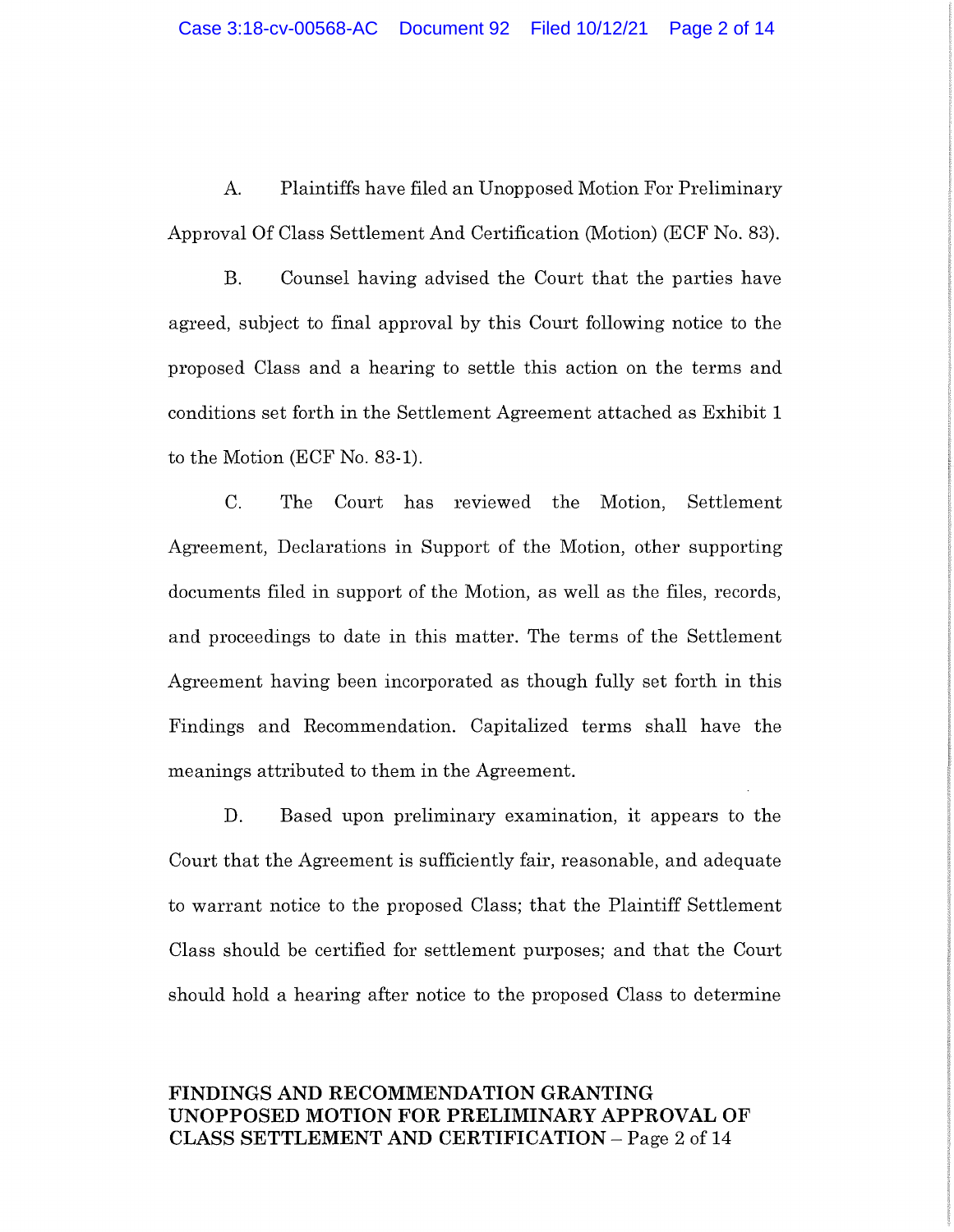A. Plaintiffs have filed an Unopposed Motion For Preliminary Approval Of Class Settlement And Certification (Motion) (ECF No. 83).

B. Counsel having advised the Court that the parties have agreed, subject to final approval by this Court following notice to the proposed Class and a hearing to settle this action on the terms and conditions set forth in the Settlement Agreement attached as Exhibit 1 to the Motion (ECF No. 83-1).

C. The Court has reviewed the Motion, Settlement Agreement, Declarations in Support of the Motion, other supporting documents filed in support of the Motion, as well as the files, records, and proceedings to date in this matter. The terms of the Settlement Agreement having been incorporated as though fully set forth in this Findings and Recommendation. Capitalized terms shall have the meanings attributed to them in the Agreement.

D. Based upon preliminary examination, it appears to the Court that the Agreement is sufficiently fair, reasonable, and adequate to warrant notice to the proposed Class; that the Plaintiff Settlement Class should be certified for settlement purposes; and that the Court should hold a hearing after notice to the proposed Class to determine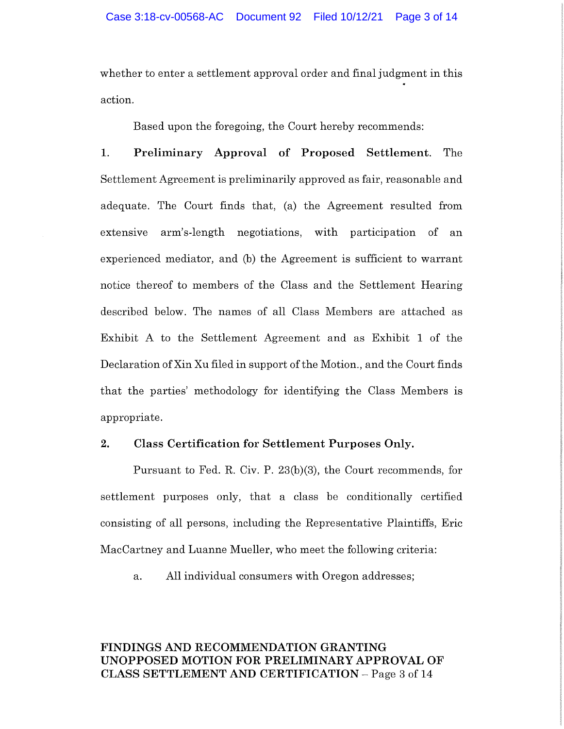whether to enter a settlement approval order and final judgment in this action.

Based upon the foregoing, the Court hereby recommends:

1. **Preliminary Approval of Proposed Settlement.** The Settlement Agreement is preliminarily approved as fair, reasonable and adequate. The Court finds that, (a) the Agreement resulted from extensive arm's-length negotiations, with participation of an experienced mediator, and (b) the Agreement is sufficient to warrant notice thereof to members of the Class and the Settlement Hearing described below. The names of all Class Members are attached as Exhibit A to the Settlement Agreement and as Exhibit 1 of the Declaration of Xin Xu filed in support of the Motion., and the Court finds that the parties' methodology for identifying the Class Members is appropriate.

2. **Class Certification for Settlement Purposes Only.**

Pursuant to Fed. R. Civ. P. 23(b)(3), the Court recommends, for settlement purposes only, that a class be conditionally certified consisting of all persons, including the Representative Plaintiffs, Eric MacCartney and Luanne Mueller, who meet the following criteria:

a. All individual consumers with Oregon addresses;

**FINDINGS AND RECOMMENDATION GRANTING UNOPPOSED MOTION FOR PRELIMINARY APPROVAL OF CLASS SETTLEMENT AND CERTIFICATION**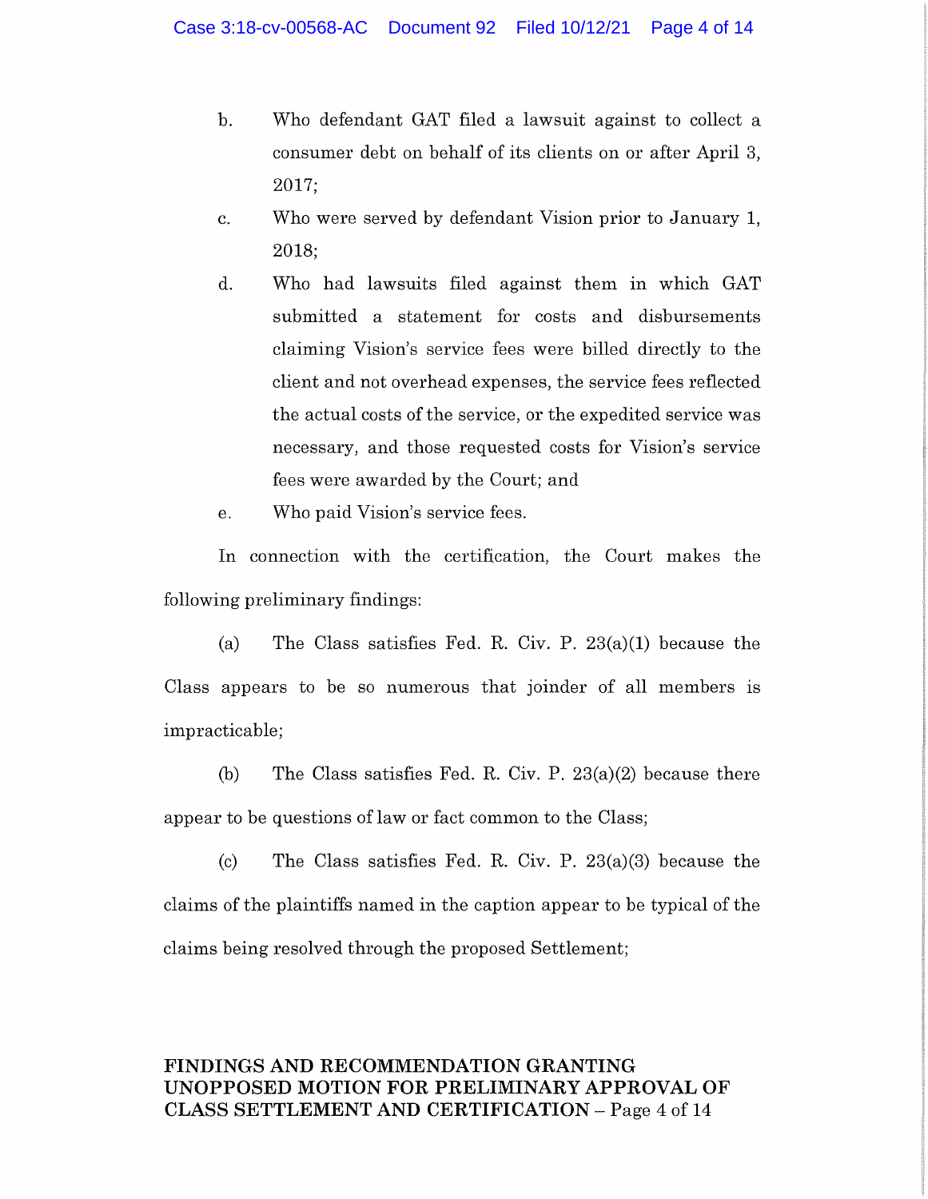b. Who defendant GAT filed a lawsuit against to collect a consumer debt on behalf of its clients on or after April 3, 2017;

c. Who were served by defendant Vision prior to January 1, 2018;

d. Who had lawsuits filed against them in which GAT submitted a statement for costs and disbursements claiming Vision's service fees were billed directly to the client and not overhead expenses, the service fees reflected the actual costs of the service, or the expedited service was necessary, and those requested costs for Vision's service fees were awarded by the Court; and

e. Who paid Vision's service fees.

In connection with the certification, the Court makes the following preliminary findings:

(a) The Class satisfies Fed. R. Civ. P. 23(a)(1) because the Class appears to be so numerous that joinder of all members is impracticable;

(b) The Class satisfies Fed. R. Civ. P. 23(a)(2) because there appear to be questions of law or fact common to the Class;

(c) The Class satisfies Fed. R. Civ. P. 23(a)(3) because the claims of the plaintiffs named in the caption appear to be typical of the claims being resolved through the proposed Settlement;

**FINDINGS AND RECOMMENDATION GRANTING UNOPPOSED MOTION FOR PRELIMINARY APPROVAL OF CLASS SETTLEMENT AND CERTIFICATION**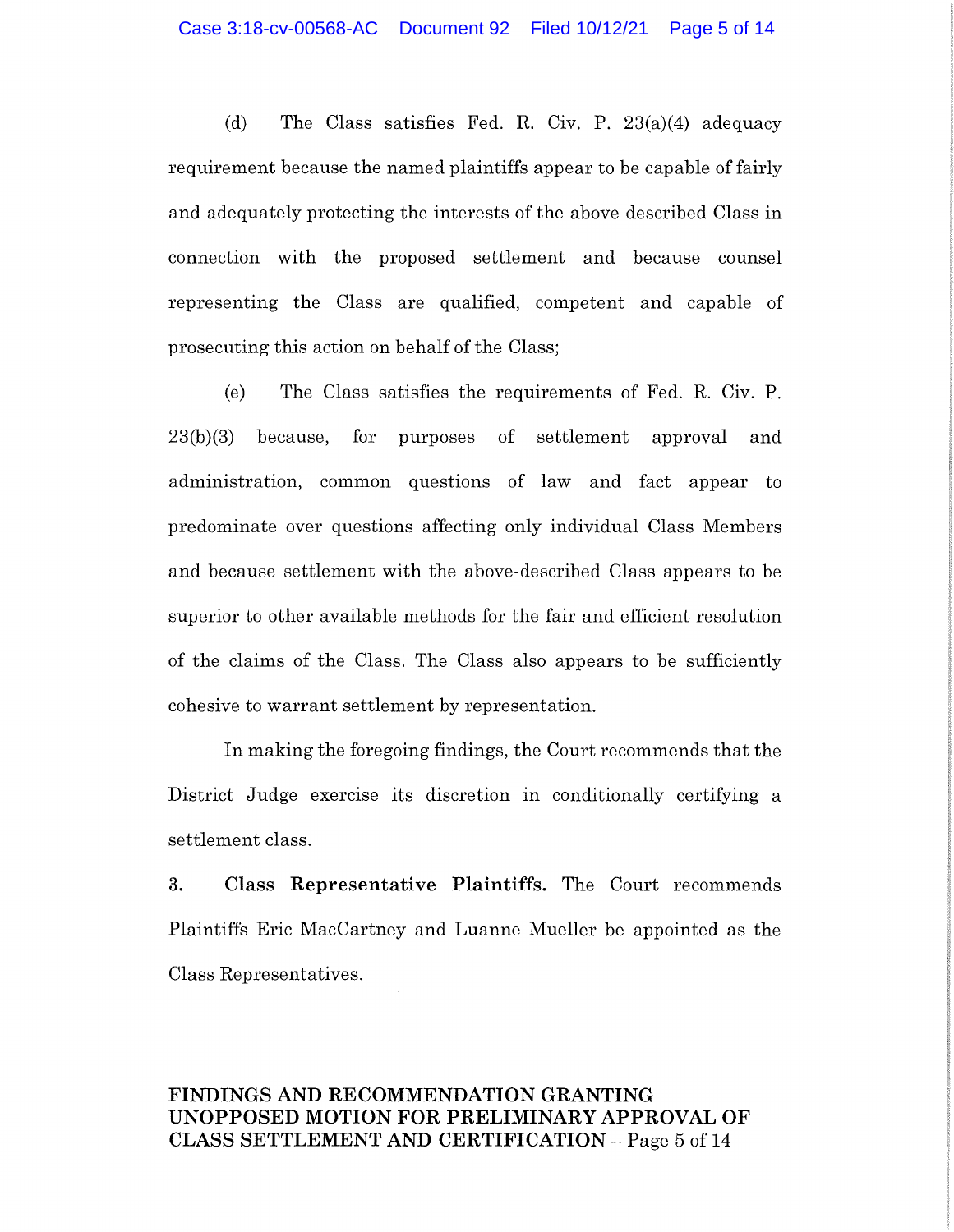(d) The Class satisfies Fed. R. Civ. P. 23(a)(4) adequacy requirement because the named plaintiffs appear to be capable of fairly and adequately protecting the interests of the above described Class in connection with the proposed settlement and because counsel representing the Class are qualified, competent and capable of prosecuting this action on behalf of the Class;

(e) The Class satisfies the requirements of Fed. R. Civ. P. 23(b)(3) because, for purposes of settlement approval and administration, common questions of law and fact appear to predominate over questions affecting only individual Class Members and because settlement with the above-described Class appears to be superior to other available methods for the fair and efficient resolution of the claims of the Class. The Class also appears to be sufficiently cohesive to warrant settlement by representation.

In making the foregoing findings, the Court recommends that the District Judge exercise its discretion in conditionally certifying a settlement class.

3. **Class Representative Plaintiffs.** The Court recommends Plaintiffs Eric MacCartney and Luanne Mueller be appointed as the Class Representatives.

**FINDINGS AND RECOMMENDATION GRANTING UNOPPOSED MOTION FOR PRELIMINARY APPROVAL OF CLASS SETTLEMENT AND CERTIFICATION**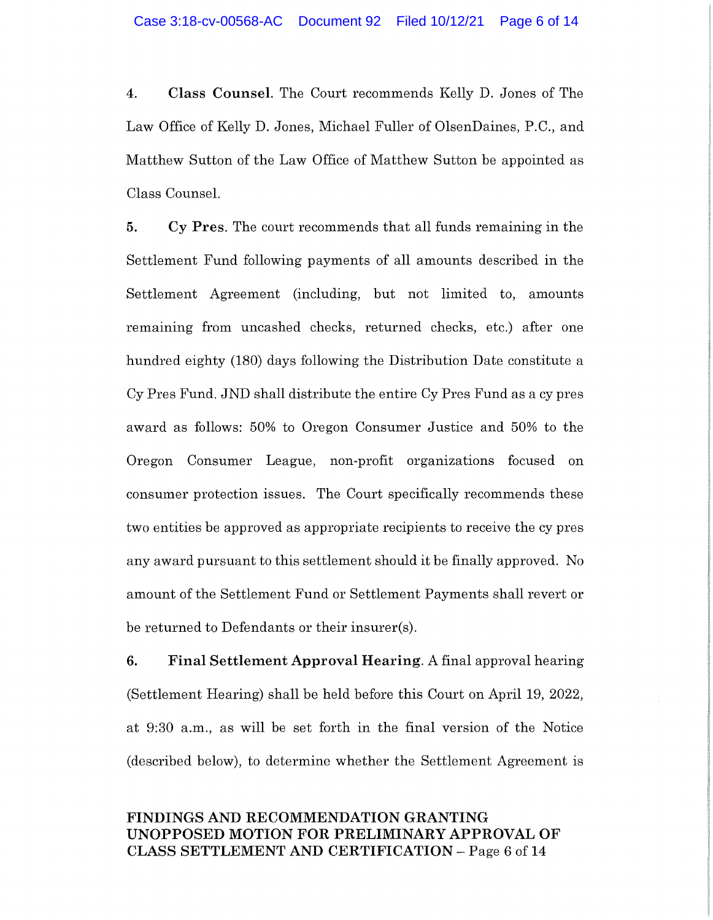4. **Class Counsel.** The Court recommends Kelly D. Jones of The Law Office of Kelly D. Jones, Michael Fuller of OlsenDaines, P.C., and Matthew Sutton of the Law Office of Matthew Sutton be appointed as Class Counsel.

5. **Cy Pres.** The court recommends that all funds remaining in the Settlement Fund following payments of all amounts described in the Settlement Agreement (including, but not limited to, amounts remaining from uncashed checks, returned checks, etc.) after one hundred eighty (180) days following the Distribution Date constitute a Cy Pres Fund. JND shall distribute the entire Cy Pres Fund as a cy pres award as follows: 50% to Oregon Consumer Justice and 50% to the Oregon Consumer League, non-profit organizations focused on consumer protection issues. The Court specifically recommends these two entities be approved as appropriate recipients to receive the cy pres any award pursuant to this settlement should it be finally approved. No amount of the Settlement Fund or Settlement Payments shall revert or be returned to Defendants or their insurer(s).

6. **Final Settlement Approval Hearing.** A final approval hearing (Settlement Hearing) shall be held before this Court on April 19, 2022, at 9:30 a.m., as will be set forth in the final version of the Notice (described below), to determine whether the Settlement Agreement is

**FINDINGS AND RECOMMENDATION GRANTING UNOPPOSED MOTION FOR PRELIMINARY APPROVAL OF CLASS SETTLEMENT AND CERTIFICATION**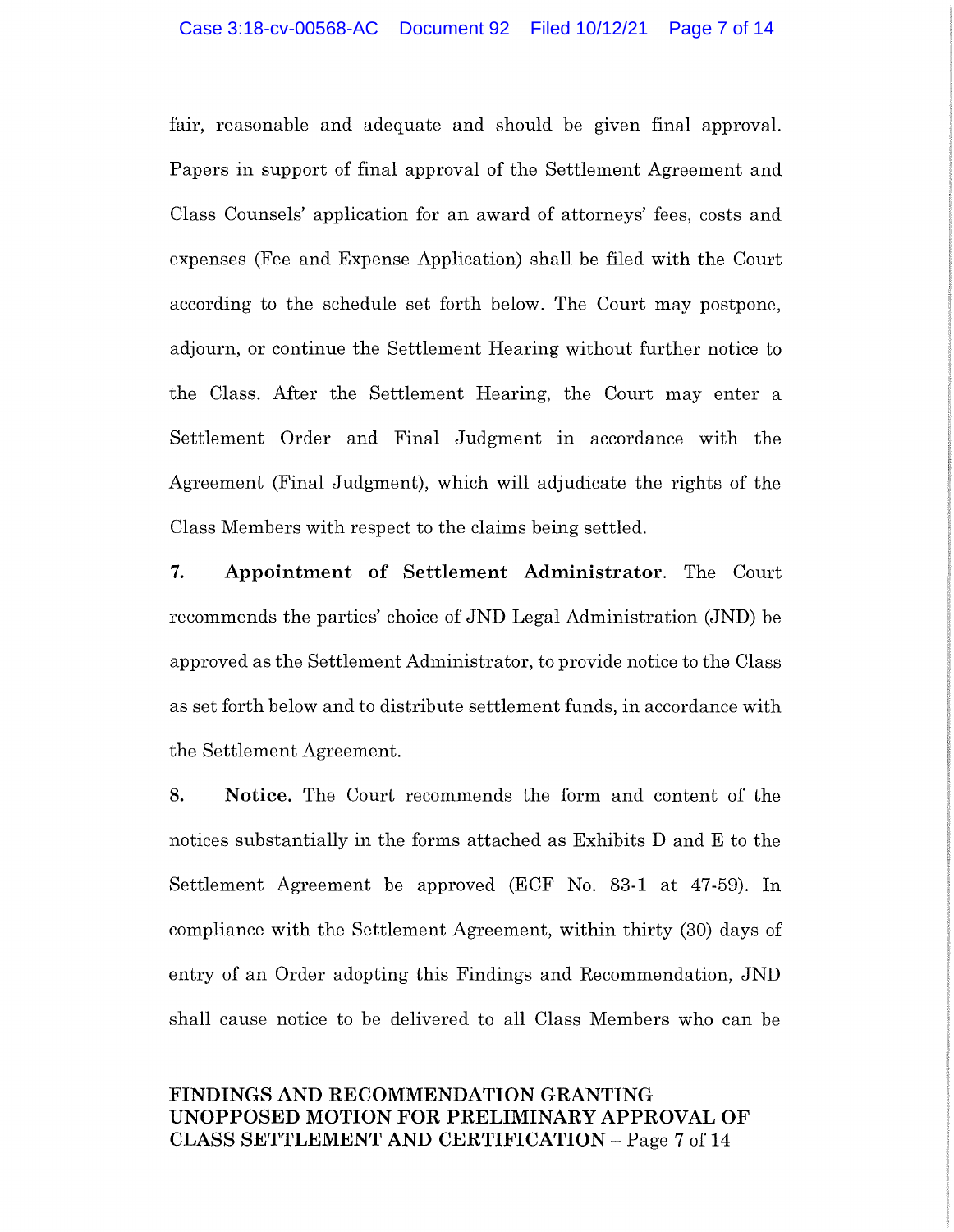fair, reasonable and adequate and should be given final approval. Papers in support of final approval of the Settlement Agreement and Class Counsels' application for an award of attorneys' fees, costs and expenses (Fee and Expense Application) shall be filed with the Court according to the schedule set forth below. The Court may postpone, adjourn, or continue the Settlement Hearing without further notice to the Class. After the Settlement Hearing, the Court may enter a Settlement Order and Final Judgment in accordance with the Agreement (Final Judgment), which will adjudicate the rights of the Class Members with respect to the claims being settled.

**7. Appointment of Settlement Administrator**. The Court recommends the parties' choice of JND Legal Administration (JND) be approved as the Settlement Administrator, to provide notice to the Class as set forth below and to distribute settlement funds, in accordance with the Settlement Agreement.

**8. Notice.** The Court recommends the form and content of the notices substantially in the forms attached as Exhibits D and E to the Settlement Agreement be approved (ECF No. 83-1 at 47-59). In compliance with the Settlement Agreement, within thirty (30) days of entry of an Order adopting this Findings and Recommendation, JND shall cause notice to be delivered to all Class Members who can be

**FINDINGS AND RECOMMENDATION GRANTING UNOPPOSED MOTION FOR PRELIMINARY APPROVAL OF CLASS SETTLEMENT AND CERTIFICATION**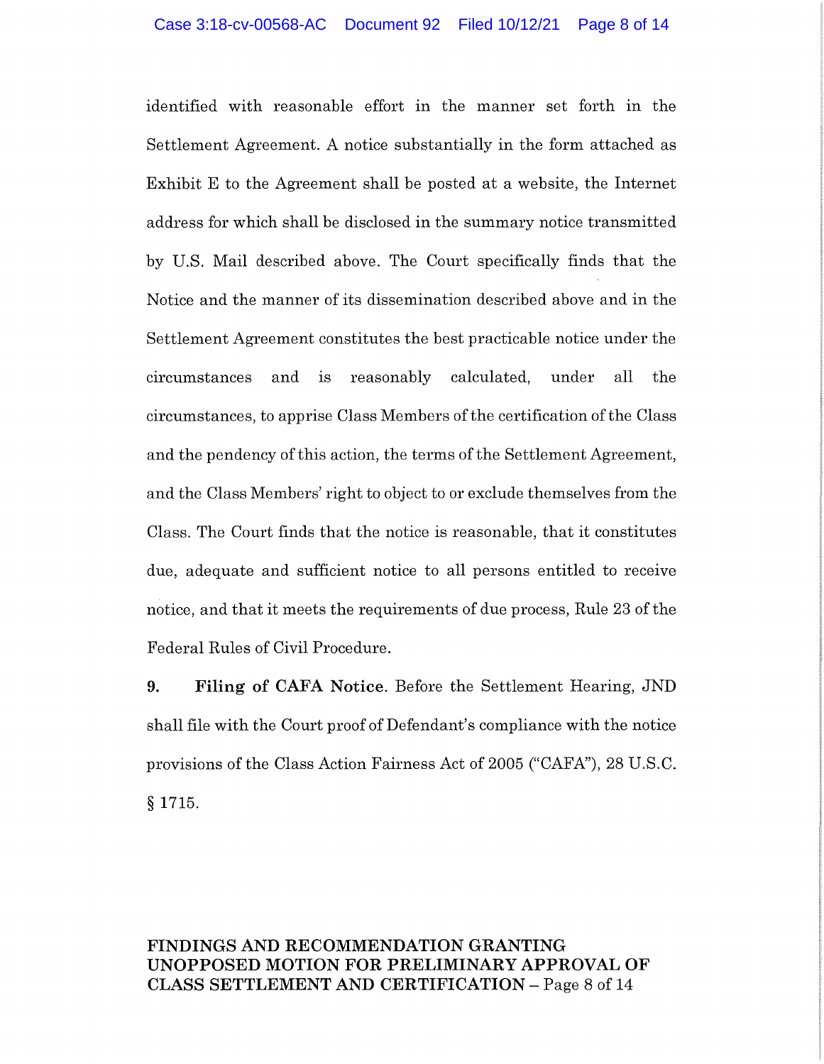identified with reasonable effort in the manner set forth in the Settlement Agreement. A notice substantially in the form attached as Exhibit E to the Agreement shall be posted at a website, the Internet address for which shall be disclosed in the summary notice transmitted by U.S. Mail described above. The Court specifically finds that the Notice and the manner of its dissemination described above and in the Settlement Agreement constitutes the best practicable notice under the circumstances and is reasonably calculated, under all the circumstances, to apprise Class Members of the certification of the Class and the pendency of this action, the terms of the Settlement Agreement, and the Class Members' right to object to or exclude themselves from the Class. The Court finds that the notice is reasonable, that it constitutes due, adequate and sufficient notice to all persons entitled to receive notice, and that it meets the requirements of due process, Rule 23 of the Federal Rules of Civil Procedure.

**9. Filing of CAFA Notice**. Before the Settlement Hearing, JND shall file with the Court proof of Defendant's compliance with the notice provisions of the Class Action Fairness Act of 2005 ("CAFA"), 28 U.S.C. § 1715.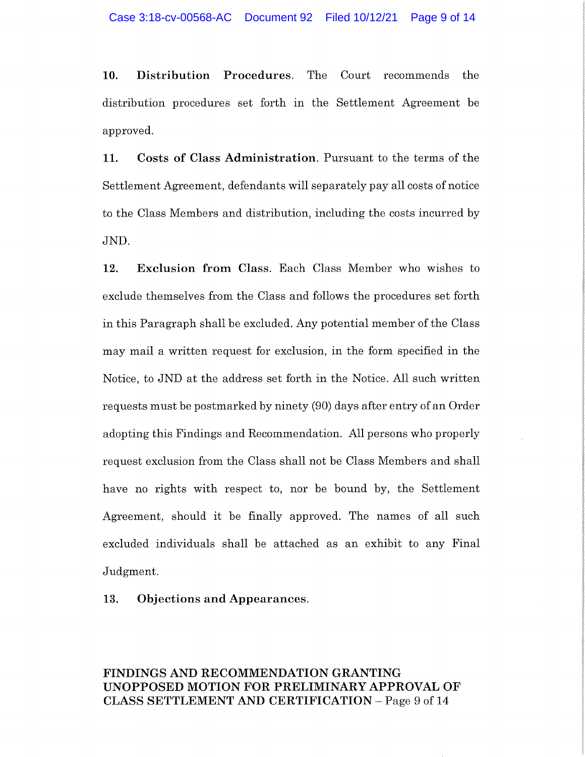**10. Distribution Procedures.** The Court recommends the distribution procedures set forth in the Settlement Agreement be approved.

**11. Costs of Class Administration.** Pursuant to the terms of the Settlement Agreement, defendants will separately pay all costs of notice to the Class Members and distribution, including the costs incurred by JND.

**12. Exclusion from Class.** Each Class Member who wishes to exclude themselves from the Class and follows the procedures set forth in this Paragraph shall be excluded. Any potential member of the Class may mail a written request for exclusion, in the form specified in the Notice, to JND at the address set forth in the Notice. All such written requests must be postmarked by ninety (90) days after entry of an Order adopting this Findings and Recommendation. All persons who properly request exclusion from the Class shall not be Class Members and shall have no rights with respect to, nor be bound by, the Settlement Agreement, should it be finally approved. The names of all such excluded individuals shall be attached as an exhibit to any Final Judgment.

**13. Objections and Appearances.**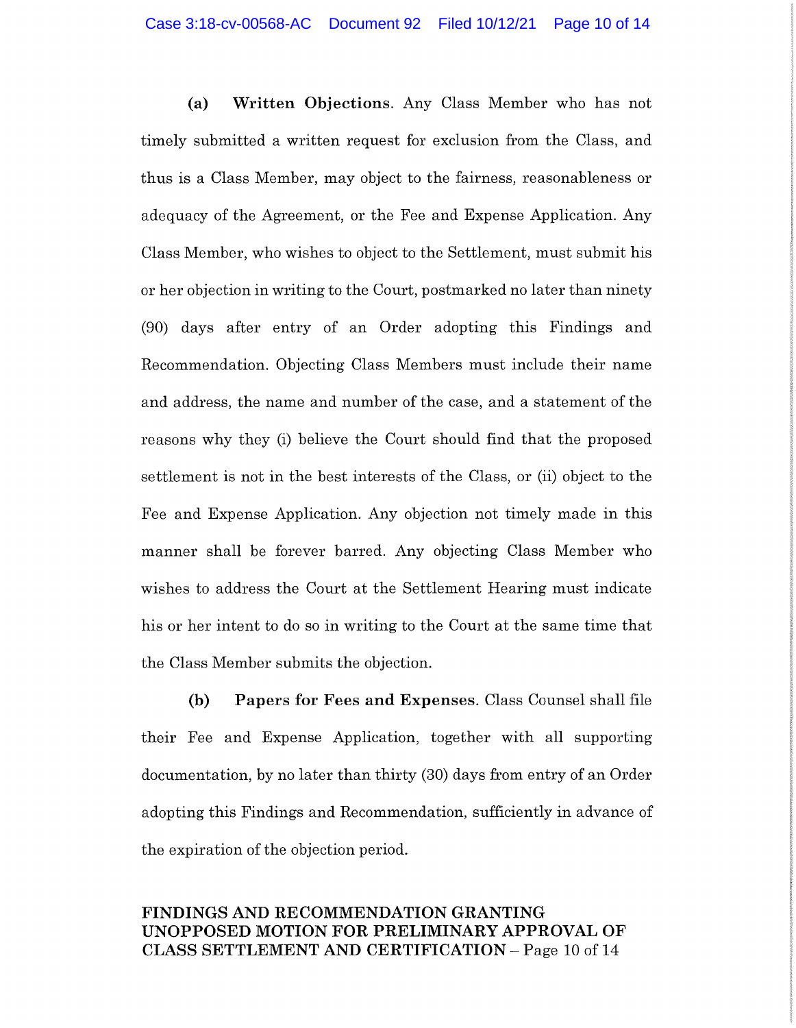**(a) Written Objections.** Any Class Member who has not timely submitted a written request for exclusion from the Class, and thus is a Class Member, may object to the fairness, reasonableness or adequacy of the Agreement, or the Fee and Expense Application. Any Class Member, who wishes to object to the Settlement, must submit his or her objection in writing to the Court, postmarked no later than ninety (90) days after entry of an Order adopting this Findings and Recommendation. Objecting Class Members must include their name and address, the name and number of the case, and a statement of the reasons why they (i) believe the Court should find that the proposed settlement is not in the best interests of the Class, or (ii) object to the Fee and Expense Application. Any objection not timely made in this manner shall be forever barred. Any objecting Class Member who wishes to address the Court at the Settlement Hearing must indicate his or her intent to do so in writing to the Court at the same time that the Class Member submits the objection.

**(b) Papers for Fees and Expenses.** Class Counsel shall file their Fee and Expense Application, together with all supporting documentation, by no later than thirty (30) days from entry of an Order adopting this Findings and Recommendation, sufficiently in advance of the expiration of the objection period.

**FINDINGS AND RECOMMENDATION GRANTING UNOPPOSED MOTION FOR PRELIMINARY APPROVAL OF CLASS SETTLEMENT AND CERTIFICATION**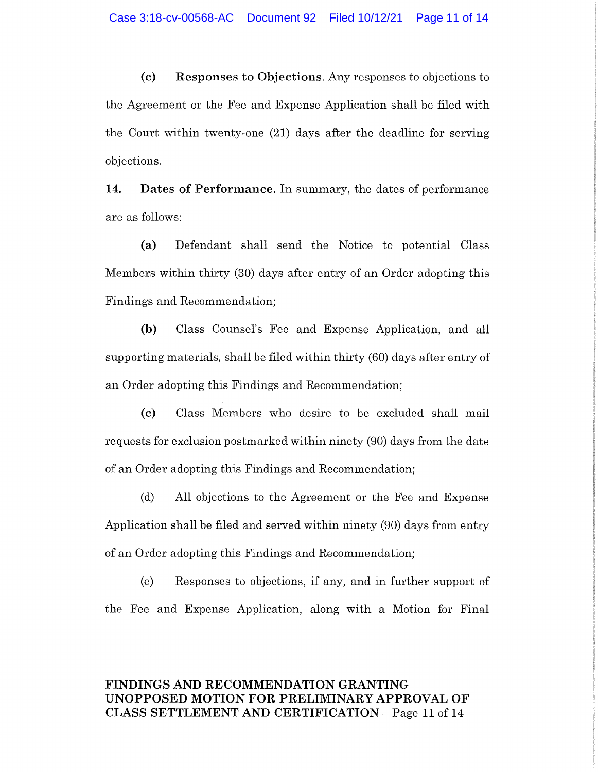**(c) Responses to Objections.** Any responses to objections to the Agreement or the Fee and Expense Application shall be filed with the Court within twenty-one (21) days after the deadline for serving objections.

**14. Dates of Performance.** In summary, the dates of performance are as follows:

**(a)** Defendant shall send the Notice to potential Class Members within thirty (30) days after entry of an Order adopting this Findings and Recommendation;

**(b)** Class Counsel's Fee and Expense Application, and all supporting materials, shall be filed within thirty (60) days after entry of an Order adopting this Findings and Recommendation;

**(c)** Class Members who desire to be excluded shall mail requests for exclusion postmarked within ninety (90) days from the date of an Order adopting this Findings and Recommendation;

(d) All objections to the Agreement or the Fee and Expense Application shall be filed and served within ninety (90) days from entry of an Order adopting this Findings and Recommendation;

(e) Responses to objections, if any, and in further support of the Fee and Expense Application, along with a Motion for Final

**FINDINGS AND RECOMMENDATION GRANTING UNOPPOSED MOTION FOR PRELIMINARY APPROVAL OF CLASS SETTLEMENT AND CERTIFICATION**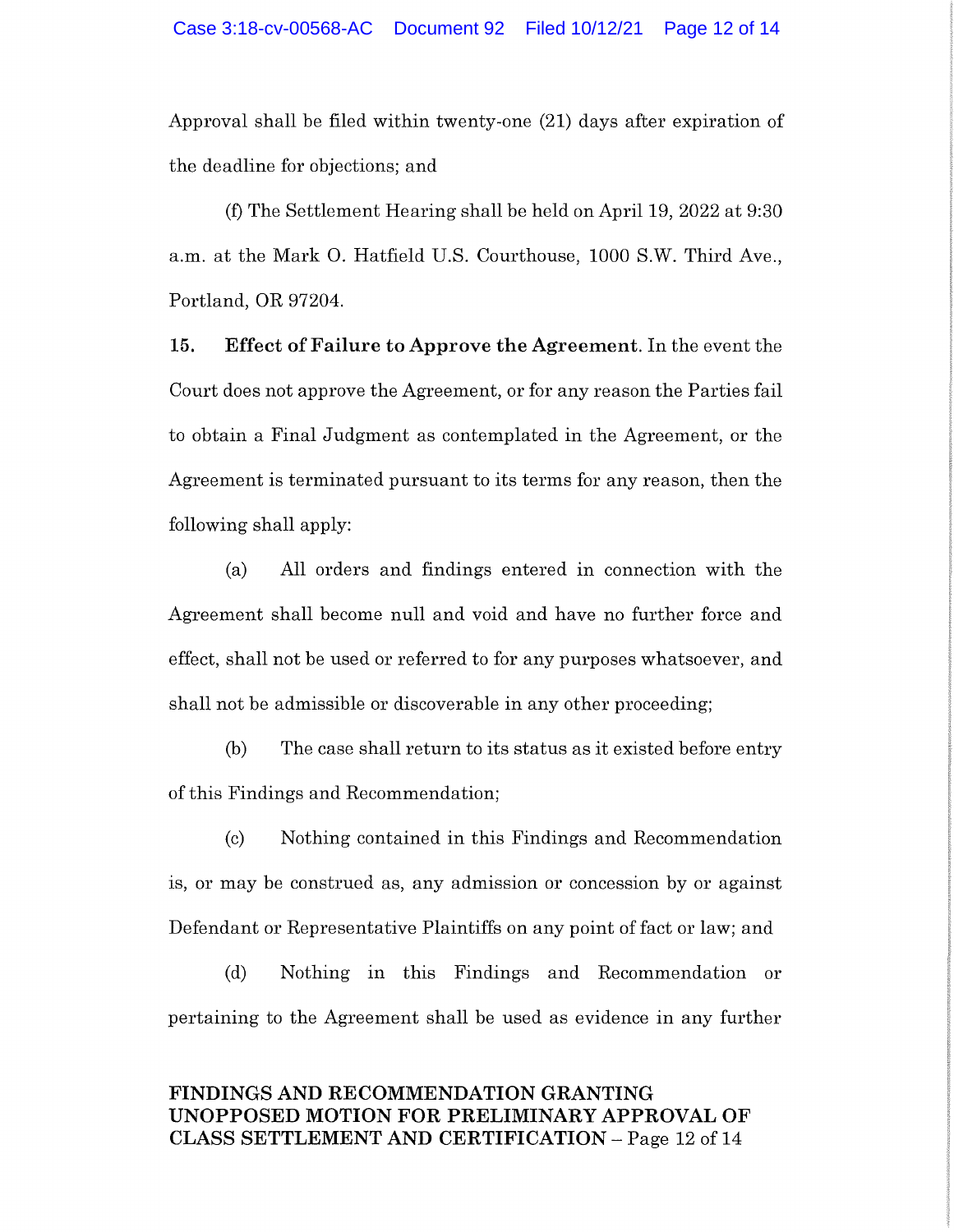Approval shall be filed within twenty-one (21) days after expiration of the deadline for objections; and

(f) The Settlement Hearing shall be held on April 19, 2022 at 9:30 a.m. at the Mark O. Hatfield U.S. Courthouse, 1000 S.W. Third Ave., Portland, OR 97204.

**15. Effect of Failure to Approve the Agreement**. In the event the Court does not approve the Agreement, or for any reason the Parties fail to obtain a Final Judgment as contemplated in the Agreement, or the Agreement is terminated pursuant to its terms for any reason, then the following shall apply:

(a) All orders and findings entered in connection with the Agreement shall become null and void and have no further force and effect, shall not be used or referred to for any purposes whatsoever, and shall not be admissible or discoverable in any other proceeding;

(b) The case shall return to its status as it existed before entry of this Findings and Recommendation;

(c) Nothing contained in this Findings and Recommendation is, or may be construed as, any admission or concession by or against Defendant or Representative Plaintiffs on any point of fact or law; and

(d) Nothing in this Findings and Recommendation or pertaining to the Agreement shall be used as evidence in any further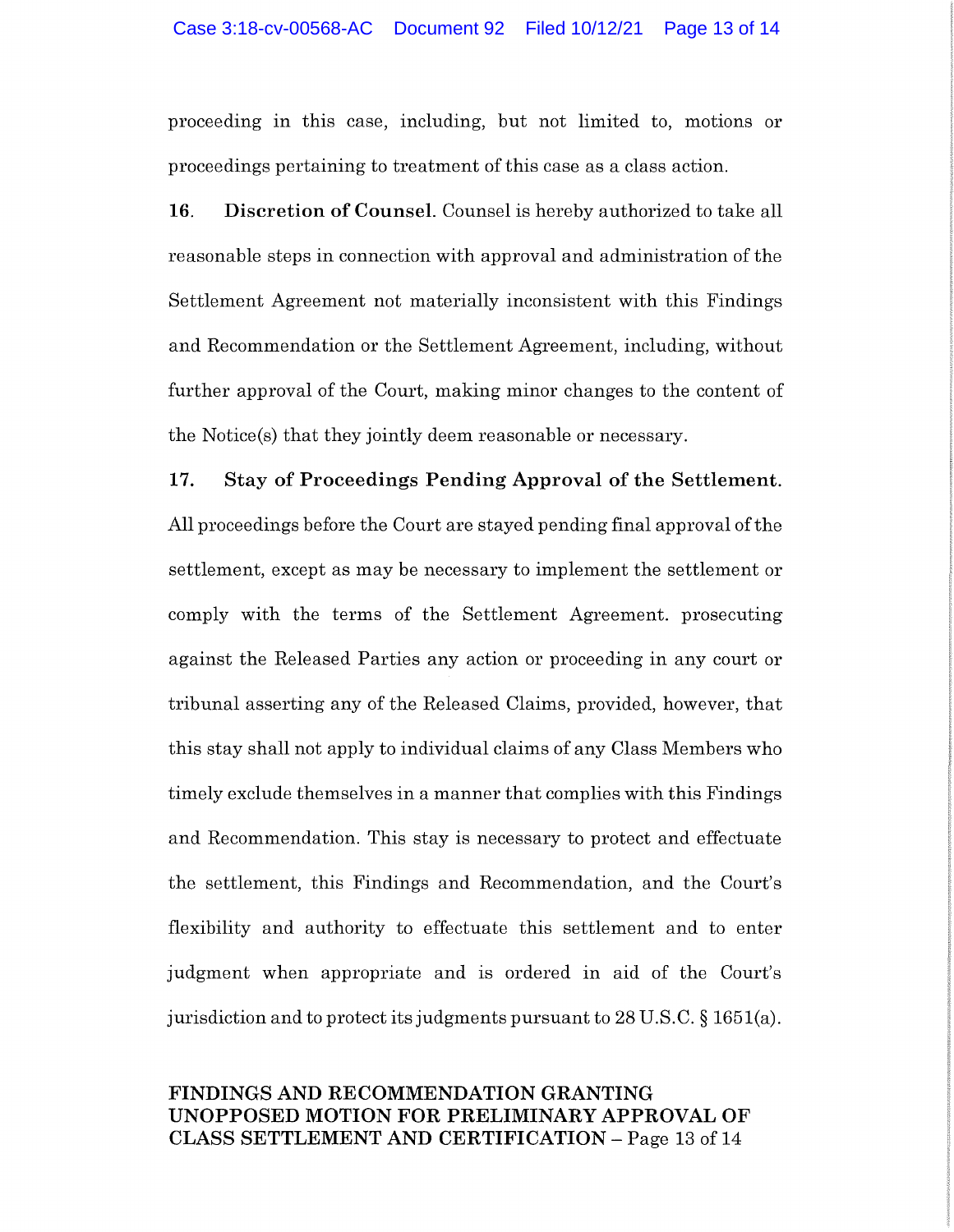proceeding in this case, including, but not limited to, motions or proceedings pertaining to treatment of this case as a class action.

**16. Discretion of Counsel.** Counsel is hereby authorized to take all reasonable steps in connection with approval and administration of the Settlement Agreement not materially inconsistent with this Findings and Recommendation or the Settlement Agreement, including, without further approval of the Court, making minor changes to the content of the Notice(s) that they jointly deem reasonable or necessary.

**17. Stay of Proceedings Pending Approval of the Settlement.** All proceedings before the Court are stayed pending final approval of the settlement, except as may be necessary to implement the settlement or comply with the terms of the Settlement Agreement. prosecuting against the Released Parties any action or proceeding in any court or tribunal asserting any of the Released Claims, provided, however, that this stay shall not apply to individual claims of any Class Members who timely exclude themselves in a manner that complies with this Findings and Recommendation. This stay is necessary to protect and effectuate the settlement, this Findings and Recommendation, and the Court's flexibility and authority to effectuate this settlement and to enter judgment when appropriate and is ordered in aid of the Court's jurisdiction and to protect its judgments pursuant to 28 U.S.C. § 1651(a).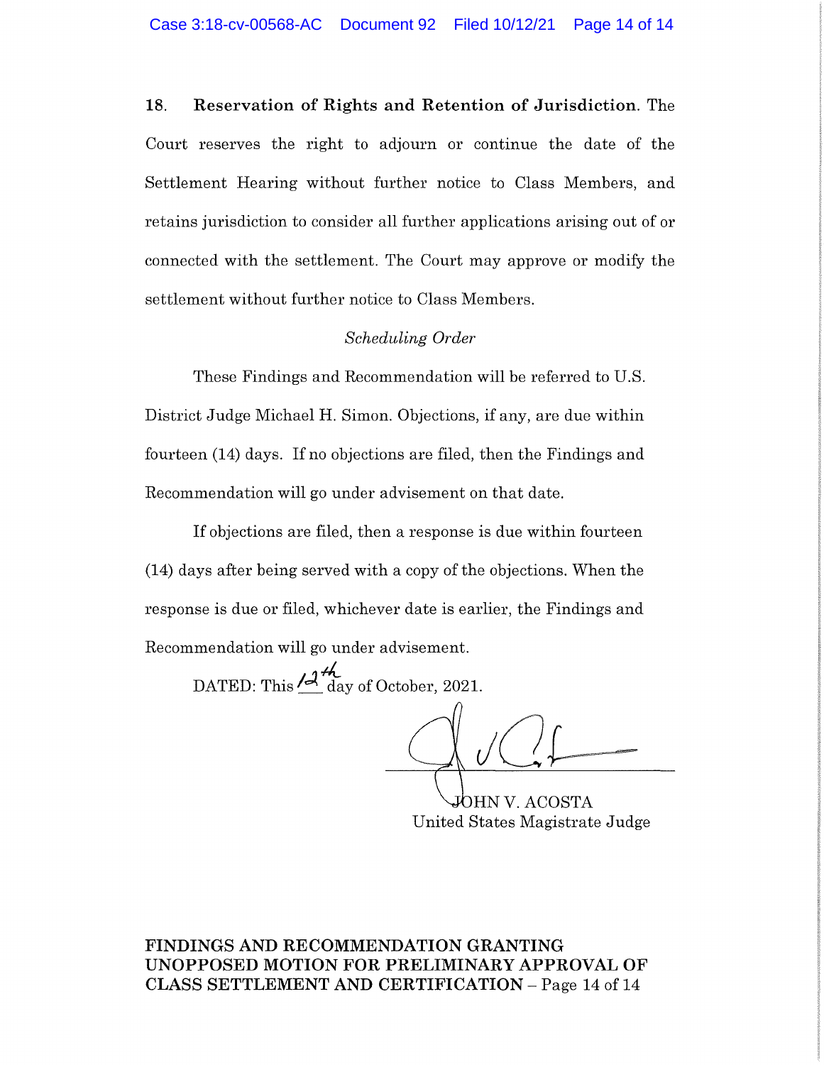18. **Reservation of Rights and Retention of Jurisdiction.** The Court reserves the right to adjourn or continue the date of the Settlement Hearing without further notice to Class Members, and retains jurisdiction to consider all further applications arising out of or connected with the settlement. The Court may approve or modify the settlement without further notice to Class Members.

*Scheduling Order*

These Findings and Recommendation will be referred to U.S. District Judge Michael H. Simon. Objections, if any, are due within fourteen (14) days. If no objections are filed, then the Findings and Recommendation will go under advisement on that date.

If objections are filed, then a response is due within fourteen (14) days after being served with a copy of the objections. When the response is due or filed, whichever date is earlier, the Findings and Recommendation will go under advisement.

DATED: This 12th day of October, 2021.

JOHN V. ACOSTA
United States Magistrate Judge

**FINDINGS AND RECOMMENDATION GRANTING UNOPPOSED MOTION FOR PRELIMINARY APPROVAL OF CLASS SETTLEMENT AND CERTIFICATION**